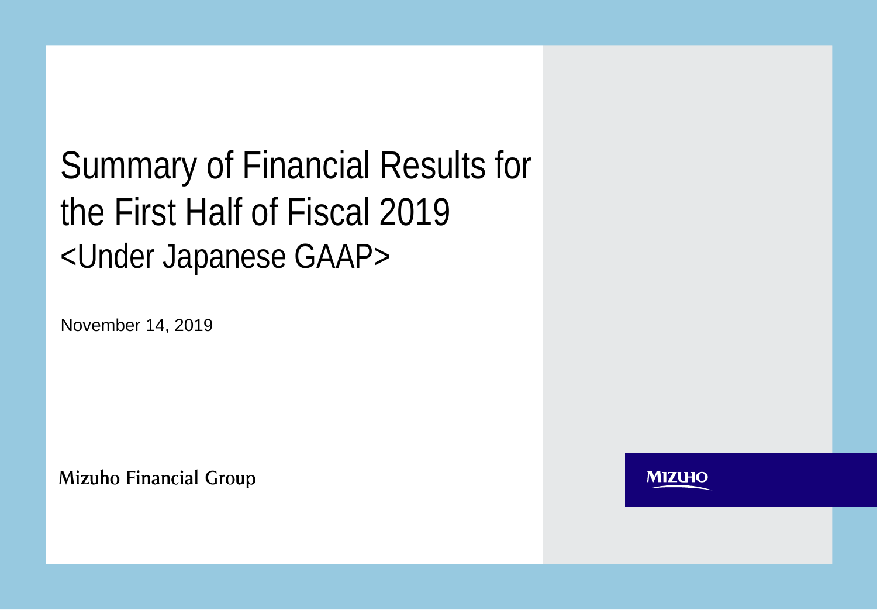# Summary of Financial Results for the First Half of Fiscal 2019
## <Under Japanese GAAP>

November 14, 2019

Mizuho Financial Group

MIZUHO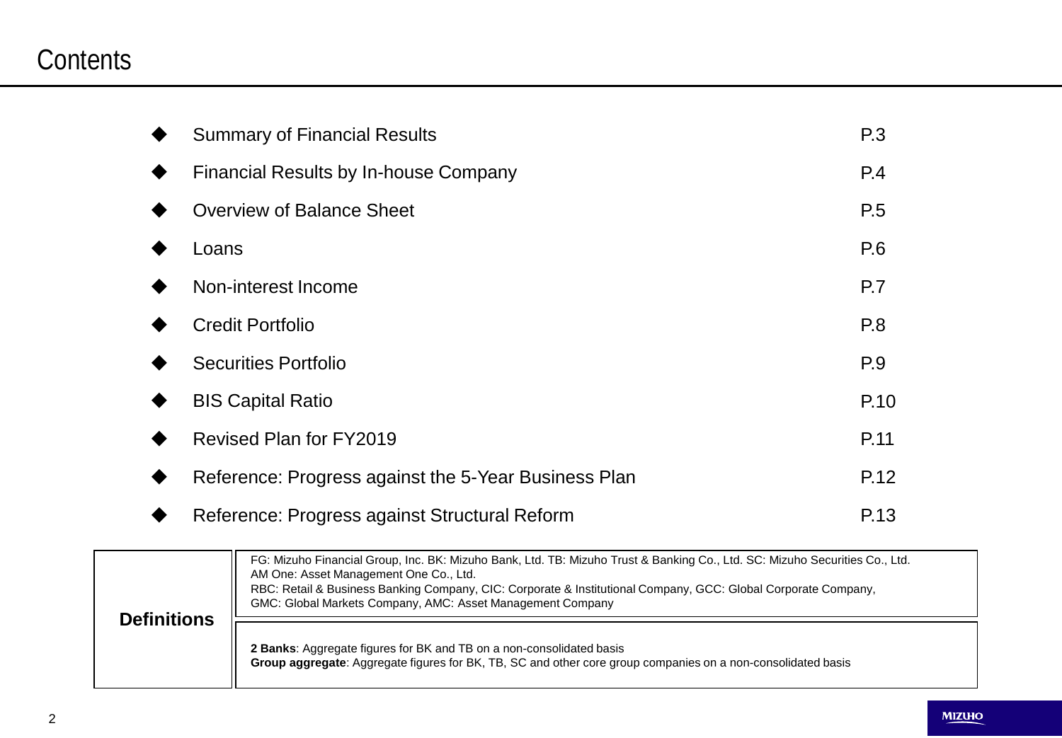# Contents

| | |
|---|---|
| ◆ Summary of Financial Results | P.3 |
| ◆ Financial Results by In-house Company | P.4 |
| ◆ Overview of Balance Sheet | P.5 |
| ◆ Loans | P.6 |
| ◆ Non-interest Income | P.7 |
| ◆ Credit Portfolio | P.8 |
| ◆ Securities Portfolio | P.9 |
| ◆ BIS Capital Ratio | P.10 |
| ◆ Revised Plan for FY2019 | P.11 |
| ◆ Reference: Progress against the 5-Year Business Plan | P.12 |
| ◆ Reference: Progress against Structural Reform | P.13 |

| | |
|---|---|
| **Definitions** | FG: Mizuho Financial Group, Inc. BK: Mizuho Bank, Ltd. TB: Mizuho Trust & Banking Co., Ltd. SC: Mizuho Securities Co., Ltd. AM One: Asset Management One Co., Ltd. RBC: Retail & Business Banking Company, CIC: Corporate & Institutional Company, GCC: Global Corporate Company, GMC: Global Markets Company, AMC: Asset Management Company |
| | **2 Banks**: Aggregate figures for BK and TB on a non-consolidated basis **Group aggregate**: Aggregate figures for BK, TB, SC and other core group companies on a non-consolidated basis |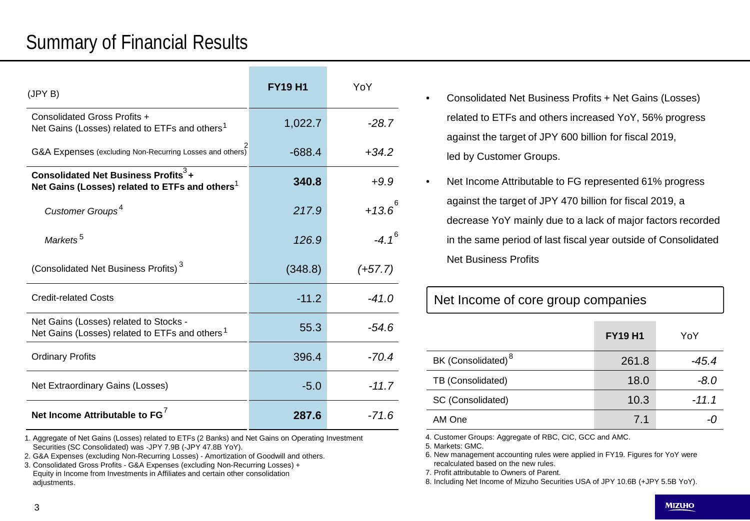# Summary of Financial Results

| (JPY B) | FY19 H1 | YoY |
|---|---|---|
| Consolidated Gross Profits + Net Gains (Losses) related to ETFs and others[1] | 1,022.7 | *-28.7* |
| G&A Expenses (excluding Non-Recurring Losses and others)[2] | -688.4 | *+34.2* |
| **Consolidated Net Business Profits[3] + Net Gains (Losses) related to ETFs and others[1]** | **340.8** | *+9.9* |
| *Customer Groups[4]* | *217.9* | *+13.6*[6] |
| *Markets[5]* | *126.9* | *-4.1*[6] |
| (Consolidated Net Business Profits)[3] | (348.8) | *(+57.7)* |
| Credit-related Costs | -11.2 | *-41.0* |
| Net Gains (Losses) related to Stocks - Net Gains (Losses) related to ETFs and others[1] | 55.3 | *-54.6* |
| Ordinary Profits | 396.4 | *-70.4* |
| Net Extraordinary Gains (Losses) | -5.0 | *-11.7* |
| **Net Income Attributable to FG[7]** | **287.6** | *-71.6* |

1. Aggregate of Net Gains (Losses) related to ETFs (2 Banks) and Net Gains on Operating Investment Securities (SC Consolidated) was -JPY 7.9B (-JPY 47.8B YoY).
2. G&A Expenses (excluding Non-Recurring Losses) - Amortization of Goodwill and others.
3. Consolidated Gross Profits - G&A Expenses (excluding Non-Recurring Losses) + Equity in Income from Investments in Affiliates and certain other consolidation adjustments.

- Consolidated Net Business Profits + Net Gains (Losses) related to ETFs and others increased YoY, 56% progress against the target of JPY 600 billion for fiscal 2019, led by Customer Groups.
- Net Income Attributable to FG represented 61% progress against the target of JPY 470 billion for fiscal 2019, a decrease YoY mainly due to a lack of major factors recorded in the same period of last fiscal year outside of Consolidated Net Business Profits

## Net Income of core group companies

| | FY19 H1 | YoY |
|---|---|---|
| BK (Consolidated)[8] | 261.8 | *-45.4* |
| TB (Consolidated) | 18.0 | *-8.0* |
| SC (Consolidated) | 10.3 | *-11.1* |
| AM One | 7.1 | *-0* |

4. Customer Groups: Aggregate of RBC, CIC, GCC and AMC.
5. Markets: GMC.
6. New management accounting rules were applied in FY19. Figures for YoY were recalculated based on the new rules.
7. Profit attributable to Owners of Parent.
8. Including Net Income of Mizuho Securities USA of JPY 10.6B (+JPY 5.5B YoY).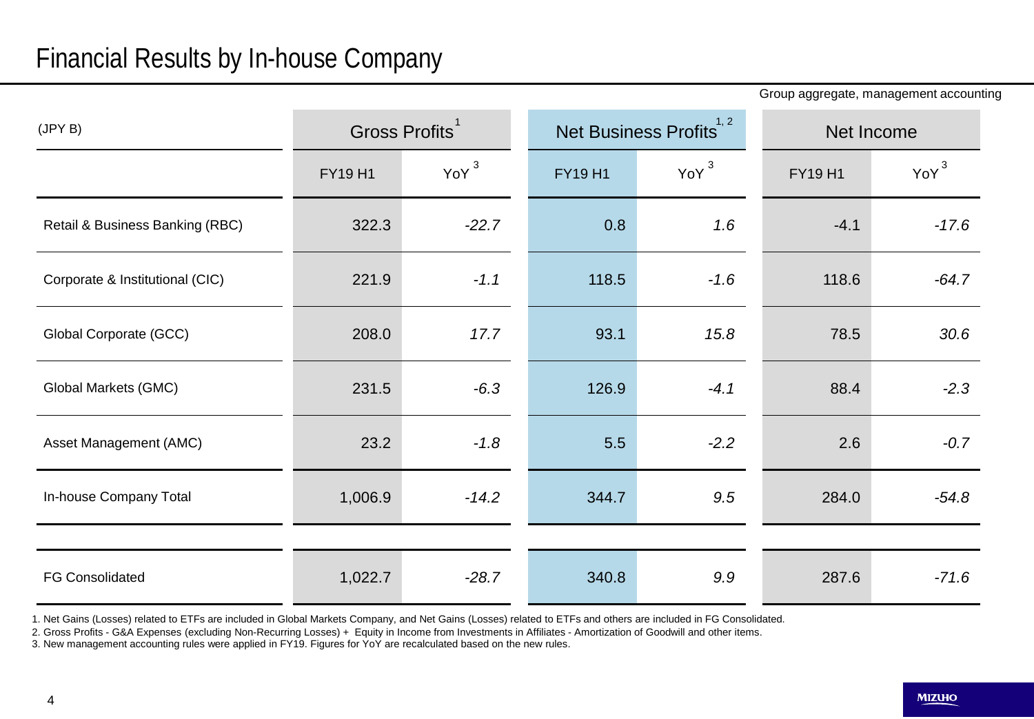# Financial Results by In-house Company

Group aggregate, management accounting

| (JPY B) | Gross Profits[1] | | Net Business Profits[1,2] | | Net Income | |
|---|---|---|---|---|---|---|
| | FY19 H1 | YoY[3] | FY19 H1 | YoY[3] | FY19 H1 | YoY[3] |
| Retail & Business Banking (RBC) | 322.3 | *-22.7* | 0.8 | *1.6* | -4.1 | *-17.6* |
| Corporate & Institutional (CIC) | 221.9 | *-1.1* | 118.5 | *-1.6* | 118.6 | *-64.7* |
| Global Corporate (GCC) | 208.0 | *17.7* | 93.1 | *15.8* | 78.5 | *30.6* |
| Global Markets (GMC) | 231.5 | *-6.3* | 126.9 | *-4.1* | 88.4 | *-2.3* |
| Asset Management (AMC) | 23.2 | *-1.8* | 5.5 | *-2.2* | 2.6 | *-0.7* |
| In-house Company Total | 1,006.9 | *-14.2* | 344.7 | *9.5* | 284.0 | *-54.8* |
| FG Consolidated | 1,022.7 | *-28.7* | 340.8 | *9.9* | 287.6 | *-71.6* |

1. Net Gains (Losses) related to ETFs are included in Global Markets Company, and Net Gains (Losses) related to ETFs and others are included in FG Consolidated.
2. Gross Profits - G&A Expenses (excluding Non-Recurring Losses) + Equity in Income from Investments in Affiliates - Amortization of Goodwill and other items.
3. New management accounting rules were applied in FY19. Figures for YoY are recalculated based on the new rules.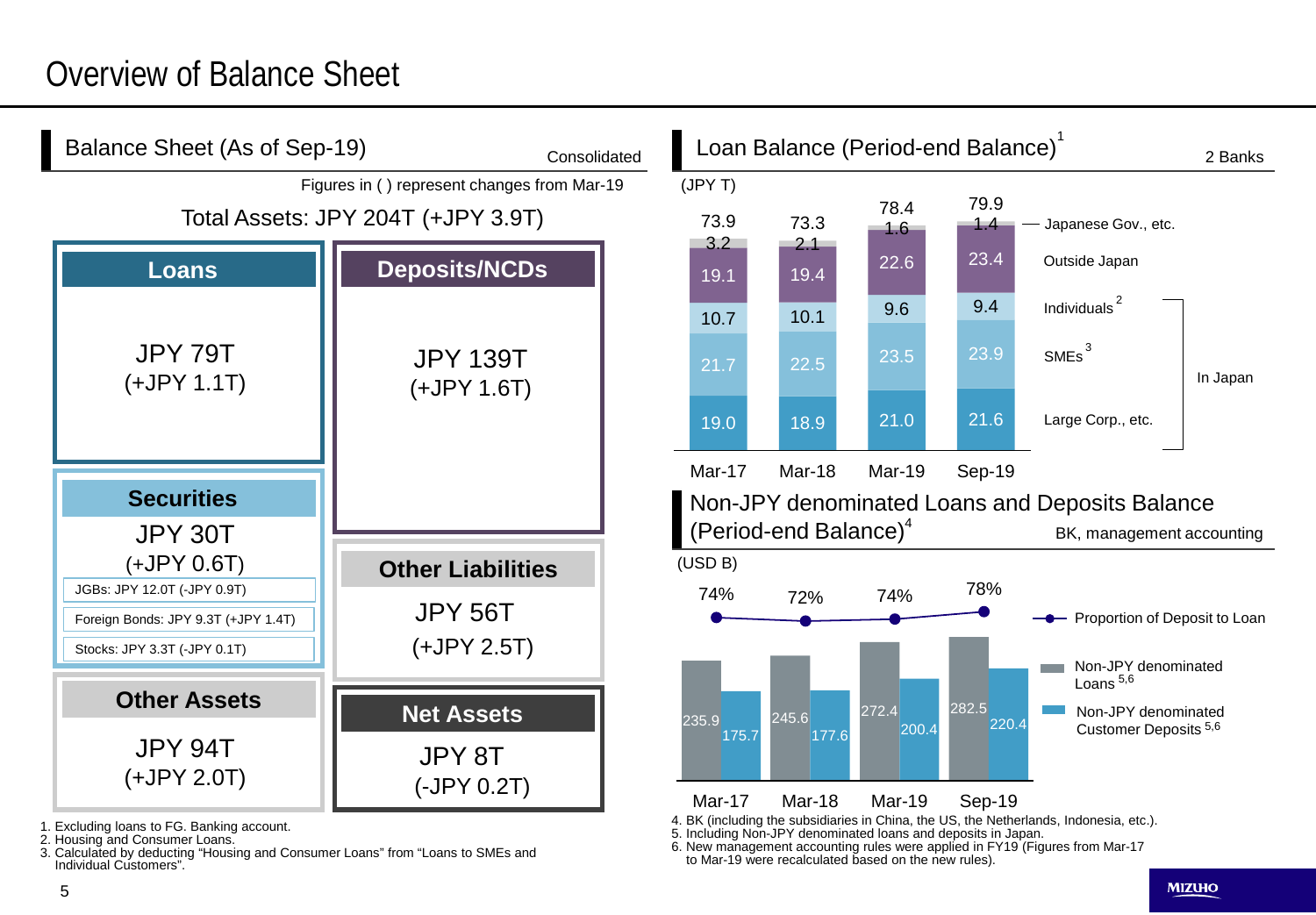# Overview of Balance Sheet

## Balance Sheet (As of Sep-19)

Consolidated

Figures in ( ) represent changes from Mar-19

Total Assets: JPY 204T (+JPY 3.9T)

**Loans**

JPY 79T
(+JPY 1.1T)

**Securities**

JPY 30T
(+JPY 0.6T)

- JGBs: JPY 12.0T (-JPY 0.9T)
- Foreign Bonds: JPY 9.3T (+JPY 1.4T)
- Stocks: JPY 3.3T (-JPY 0.1T)

**Other Assets**

JPY 94T
(+JPY 2.0T)

**Deposits/NCDs**

JPY 139T
(+JPY 1.6T)

**Other Liabilities**

JPY 56T
(+JPY 2.5T)

**Net Assets**

JPY 8T
(-JPY 0.2T)

1. Excluding loans to FG. Banking account.
2. Housing and Consumer Loans.
3. Calculated by deducting "Housing and Consumer Loans" from "Loans to SMEs and Individual Customers".

## Loan Balance (Period-end Balance)[1]

2 Banks

(JPY T)

Mar-17: 73.9 (Japanese Gov., etc. 3.2; Outside Japan 19.1; Individuals 10.7; SMEs 21.7; Large Corp., etc. 19.0)
Mar-18: 73.3 (2.1; 19.4; 10.1; 22.5; 18.9)
Mar-19: 78.4 (1.6; 22.6; 9.6; 23.5; 21.0)
Sep-19: 79.9 (1.4; 23.4; 9.4; 23.9; 21.6)

Japanese Gov., etc.
Outside Japan
Individuals[2]
SMEs[3]
Large Corp., etc.
In Japan

## Non-JPY denominated Loans and Deposits Balance (Period-end Balance)[4]

BK, management accounting

(USD B)

Proportion of Deposit to Loan: Mar-17 74%, Mar-18 72%, Mar-19 74%, Sep-19 78%

Non-JPY denominated Loans[5,6]: Mar-17 235.9, Mar-18 245.6, Mar-19 272.4, Sep-19 282.5

Non-JPY denominated Customer Deposits[5,6]: Mar-17 175.7, Mar-18 177.6, Mar-19 200.4, Sep-19 220.4

4. BK (including the subsidiaries in China, the US, the Netherlands, Indonesia, etc.).
5. Including Non-JPY denominated loans and deposits in Japan.
6. New management accounting rules were applied in FY19 (Figures from Mar-17 to Mar-19 were recalculated based on the new rules).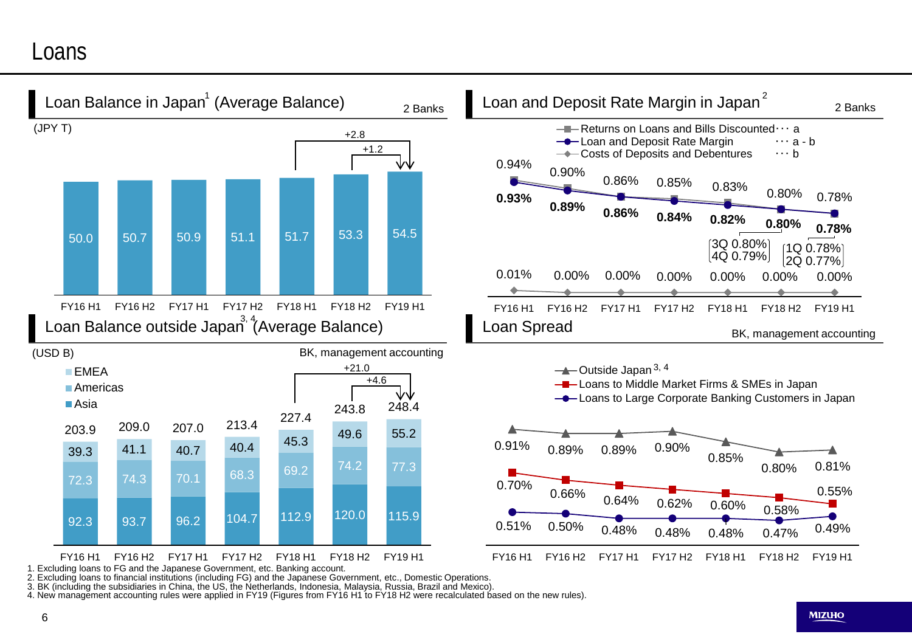# Loans

## Loan Balance in Japan[1] (Average Balance)

2 Banks

(JPY T)

+2.8
+1.2

50.0
50.7
50.9
51.1
51.7
53.3
54.5

FY16 H1
FY16 H2
FY17 H1
FY17 H2
FY18 H1
FY18 H2
FY19 H1

## Loan and Deposit Rate Margin in Japan[2]

2 Banks

Returns on Loans and Bills Discounted ··· a
Loan and Deposit Rate Margin ··· a - b
Costs of Deposits and Debentures ··· b

0.94%
0.90%
0.86%
0.85%
0.83%
0.80%
0.78%

0.93%
0.89%
0.86%
0.84%
0.82%
0.80%
0.78%

3Q 0.80%
4Q 0.79%

1Q 0.78%
2Q 0.77%

0.01%
0.00%
0.00%
0.00%
0.00%
0.00%
0.00%

FY16 H1
FY16 H2
FY17 H1
FY17 H2
FY18 H1
FY18 H2
FY19 H1

## Loan Balance outside Japan[3, 4] (Average Balance)

BK, management accounting

(USD B)

EMEA
Americas
Asia

+21.0
+4.6

203.9
209.0
207.0
213.4
227.4
243.8
248.4

39.3
41.1
40.7
40.4
45.3
49.6
55.2

72.3
74.3
70.1
68.3
69.2
74.2
77.3

92.3
93.7
96.2
104.7
112.9
120.0
115.9

FY16 H1
FY16 H2
FY17 H1
FY17 H2
FY18 H1
FY18 H2
FY19 H1

## Loan Spread

BK, management accounting

Outside Japan[3, 4]
Loans to Middle Market Firms & SMEs in Japan
Loans to Large Corporate Banking Customers in Japan

0.91%
0.89%
0.89%
0.90%
0.85%
0.80%
0.81%

0.70%
0.66%
0.64%
0.62%
0.60%
0.58%
0.55%

0.51%
0.50%
0.48%
0.48%
0.48%
0.47%
0.49%

FY16 H1
FY16 H2
FY17 H1
FY17 H2
FY18 H1
FY18 H2
FY19 H1

1. Excluding loans to FG and the Japanese Government, etc. Banking account.
2. Excluding loans to financial institutions (including FG) and the Japanese Government, etc., Domestic Operations.
3. BK (including the subsidiaries in China, the US, the Netherlands, Indonesia, Malaysia, Russia, Brazil and Mexico).
4. New management accounting rules were applied in FY19 (Figures from FY16 H1 to FY18 H2 were recalculated based on the new rules).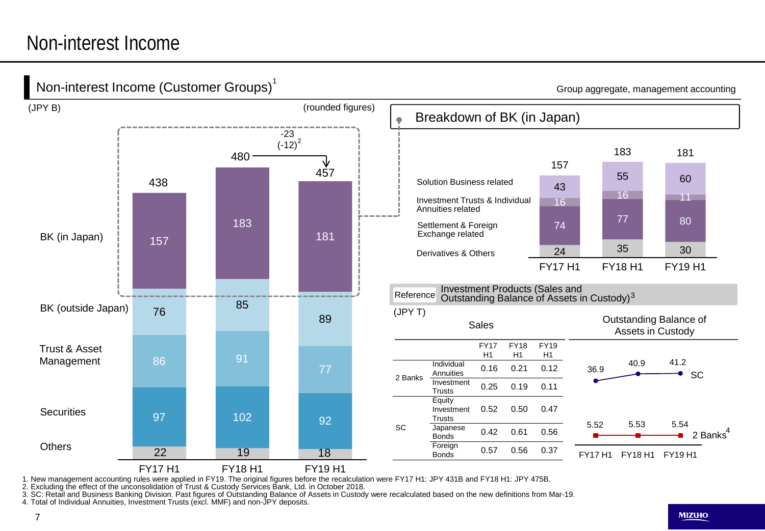# Non-interest Income

## Non-interest Income (Customer Groups)[1]

Group aggregate, management accounting

(JPY B)

(rounded figures)

-23
(-12)[2]

480
438
457

BK (in Japan)
157
183
181

BK (outside Japan)
76
85
89

Trust & Asset Management
86
91
77

Securities
97
102
92

Others
22
19
18

FY17 H1
FY18 H1
FY19 H1

### Breakdown of BK (in Japan)

157
183
181

Solution Business related
43
55
60

Investment Trusts & Individual Annuities related
16
16
11

Settlement & Foreign Exchange related
74
77
80

Derivatives & Others
24
35
30

FY17 H1
FY18 H1
FY19 H1

### Reference: Investment Products (Sales and Outstanding Balance of Assets in Custody)[3]

(JPY T)

Sales

| | | FY17 H1 | FY18 H1 | FY19 H1 |
|---|---|---|---|---|
| 2 Banks | Individual Annuities | 0.16 | 0.21 | 0.12 |
| | Investment Trusts | 0.25 | 0.19 | 0.11 |
| SC | Equity Investment Trusts | 0.52 | 0.50 | 0.47 |
| | Japanese Bonds | 0.42 | 0.61 | 0.56 |
| | Foreign Bonds | 0.57 | 0.56 | 0.37 |

Outstanding Balance of Assets in Custody

SC
36.9
40.9
41.2

2 Banks[4]
5.52
5.53
5.54

FY17 H1
FY18 H1
FY19 H1

1. New management accounting rules were applied in FY19. The original figures before the recalculation were FY17 H1: JPY 431B and FY18 H1: JPY 475B.
2. Excluding the effect of the unconsolidation of Trust & Custody Services Bank, Ltd. in October 2018.
3. SC: Retail and Business Banking Division. Past figures of Outstanding Balance of Assets in Custody were recalculated based on the new definitions from Mar-19.
4. Total of Individual Annuities, Investment Trusts (excl. MMF) and non-JPY deposits.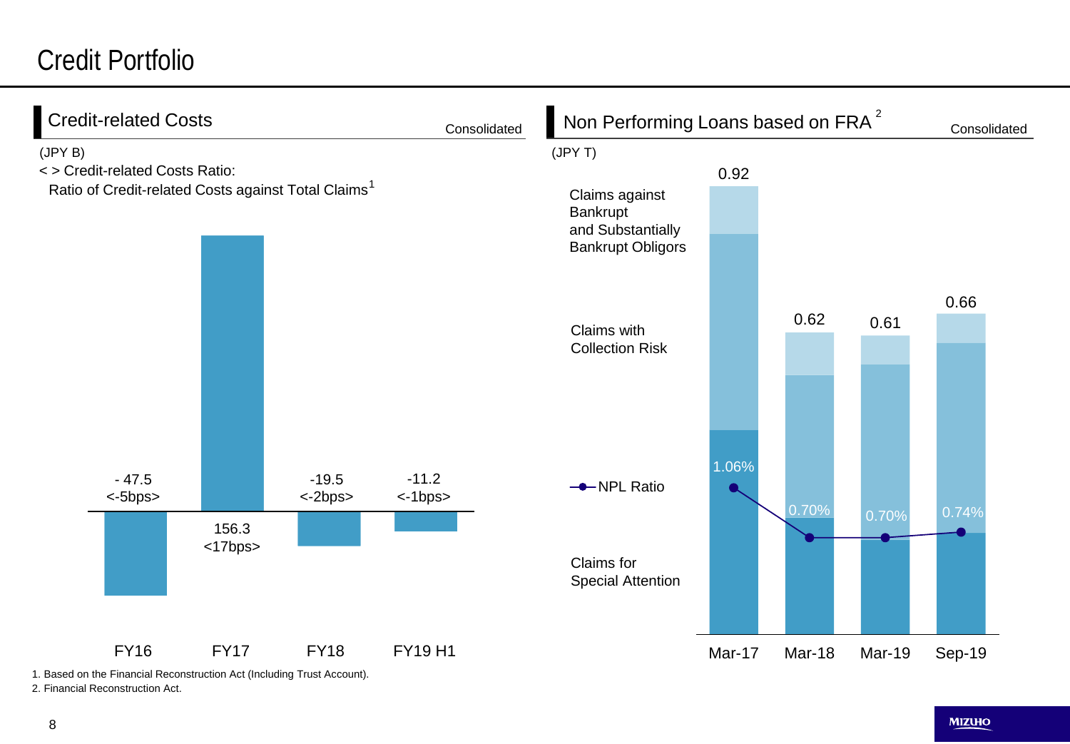# Credit Portfolio

## Credit-related Costs

Consolidated

(JPY B)

< > Credit-related Costs Ratio:
Ratio of Credit-related Costs against Total Claims[1]

- 47.5
<-5bps>

156.3
<17bps>

-19.5
<-2bps>

-11.2
<-1bps>

FY16
FY17
FY18
FY19 H1

## Non Performing Loans based on FRA[2]

Consolidated

(JPY T)

Claims against Bankrupt and Substantially Bankrupt Obligors

Claims with Collection Risk

NPL Ratio

Claims for Special Attention

0.92
0.62
0.61
0.66

1.06%
0.70%
0.70%
0.74%

Mar-17
Mar-18
Mar-19
Sep-19

1. Based on the Financial Reconstruction Act (Including Trust Account).
2. Financial Reconstruction Act.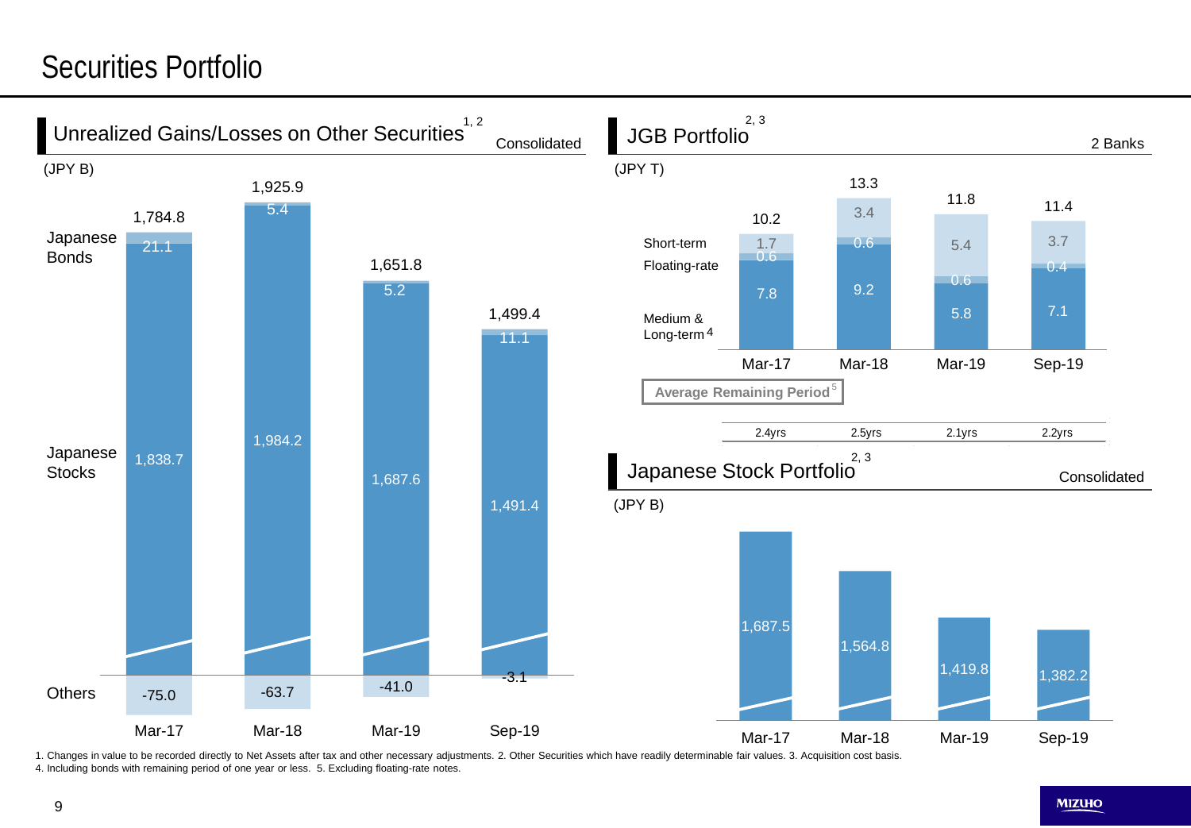# Securities Portfolio

## Unrealized Gains/Losses on Other Securities[1, 2]

Consolidated

(JPY B)

1,784.8
1,925.9
1,651.8
1,499.4

Japanese Bonds
21.1
5.4
5.2
11.1

Japanese Stocks
1,838.7
1,984.2
1,687.6
1,491.4

Others
-75.0
-63.7
-41.0
-3.1

Mar-17
Mar-18
Mar-19
Sep-19

## JGB Portfolio[2, 3]

2 Banks

(JPY T)

10.2
13.3
11.8
11.4

Short-term
1.7
3.4
5.4
3.7

Floating-rate
0.6
0.6
0.6
0.4

Medium & Long-term[4]
7.8
9.2
5.8
7.1

Mar-17
Mar-18
Mar-19
Sep-19

**Average Remaining Period[5]**

2.4yrs
2.5yrs
2.1yrs
2.2yrs

## Japanese Stock Portfolio[2, 3]

Consolidated

(JPY B)

1,687.5
1,564.8
1,419.8
1,382.2

Mar-17
Mar-18
Mar-19
Sep-19

1. Changes in value to be recorded directly to Net Assets after tax and other necessary adjustments. 2. Other Securities which have readily determinable fair values. 3. Acquisition cost basis.
4. Including bonds with remaining period of one year or less. 5. Excluding floating-rate notes.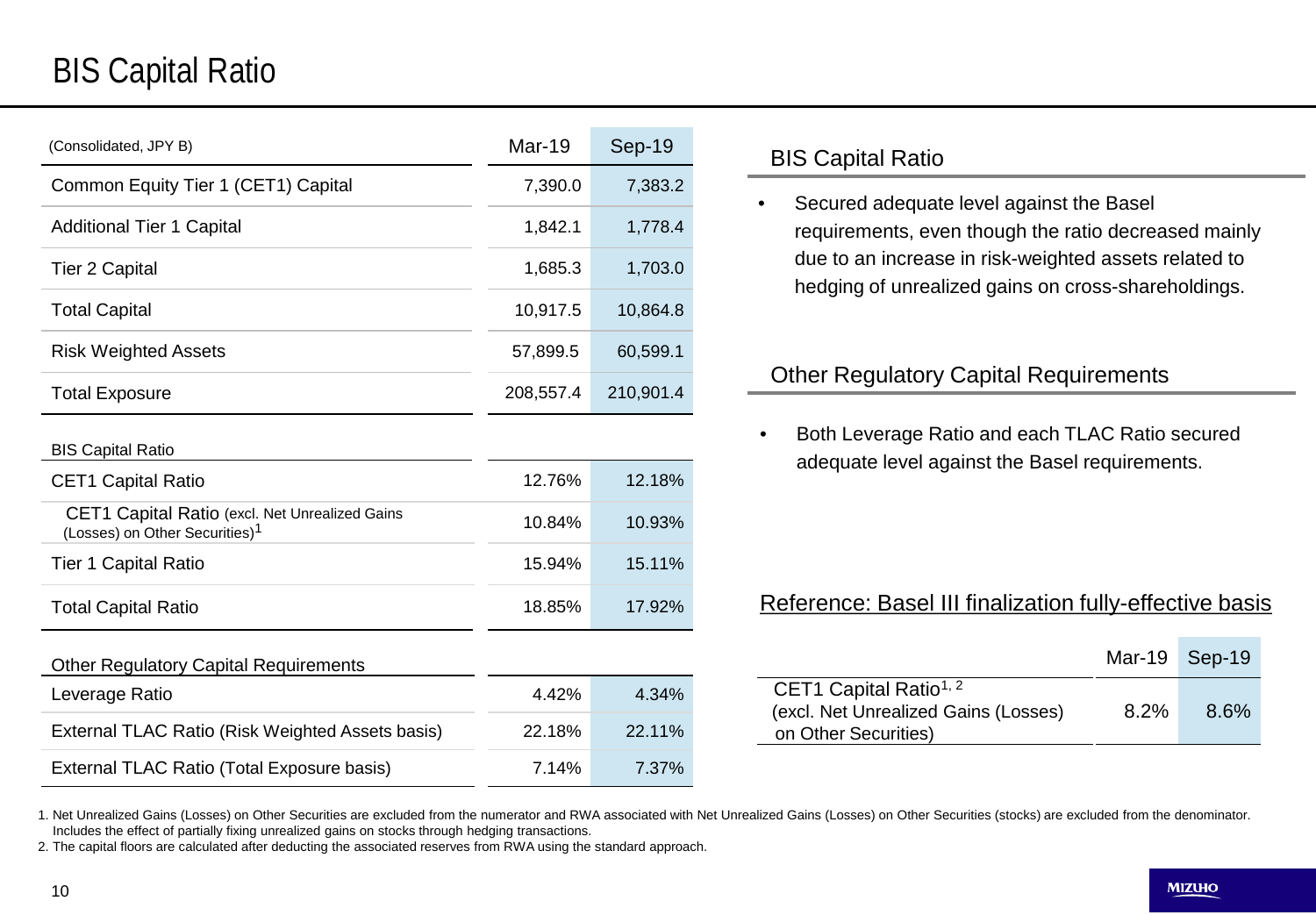# BIS Capital Ratio

| (Consolidated, JPY B) | Mar-19 | Sep-19 |
|---|---|---|
| Common Equity Tier 1 (CET1) Capital | 7,390.0 | 7,383.2 |
| Additional Tier 1 Capital | 1,842.1 | 1,778.4 |
| Tier 2 Capital | 1,685.3 | 1,703.0 |
| Total Capital | 10,917.5 | 10,864.8 |
| Risk Weighted Assets | 57,899.5 | 60,599.1 |
| Total Exposure | 208,557.4 | 210,901.4 |
| **BIS Capital Ratio** | | |
| CET1 Capital Ratio | 12.76% | 12.18% |
| CET1 Capital Ratio (excl. Net Unrealized Gains (Losses) on Other Securities)[1] | 10.84% | 10.93% |
| Tier 1 Capital Ratio | 15.94% | 15.11% |
| Total Capital Ratio | 18.85% | 17.92% |
| **Other Regulatory Capital Requirements** | | |
| Leverage Ratio | 4.42% | 4.34% |
| External TLAC Ratio (Risk Weighted Assets basis) | 22.18% | 22.11% |
| External TLAC Ratio (Total Exposure basis) | 7.14% | 7.37% |

## BIS Capital Ratio

- Secured adequate level against the Basel requirements, even though the ratio decreased mainly due to an increase in risk-weighted assets related to hedging of unrealized gains on cross-shareholdings.

## Other Regulatory Capital Requirements

- Both Leverage Ratio and each TLAC Ratio secured adequate level against the Basel requirements.

## Reference: Basel III finalization fully-effective basis

| | Mar-19 | Sep-19 |
|---|---|---|
| CET1 Capital Ratio[1, 2] (excl. Net Unrealized Gains (Losses) on Other Securities) | 8.2% | 8.6% |

1. Net Unrealized Gains (Losses) on Other Securities are excluded from the numerator and RWA associated with Net Unrealized Gains (Losses) on Other Securities (stocks) are excluded from the denominator. Includes the effect of partially fixing unrealized gains on stocks through hedging transactions.
2. The capital floors are calculated after deducting the associated reserves from RWA using the standard approach.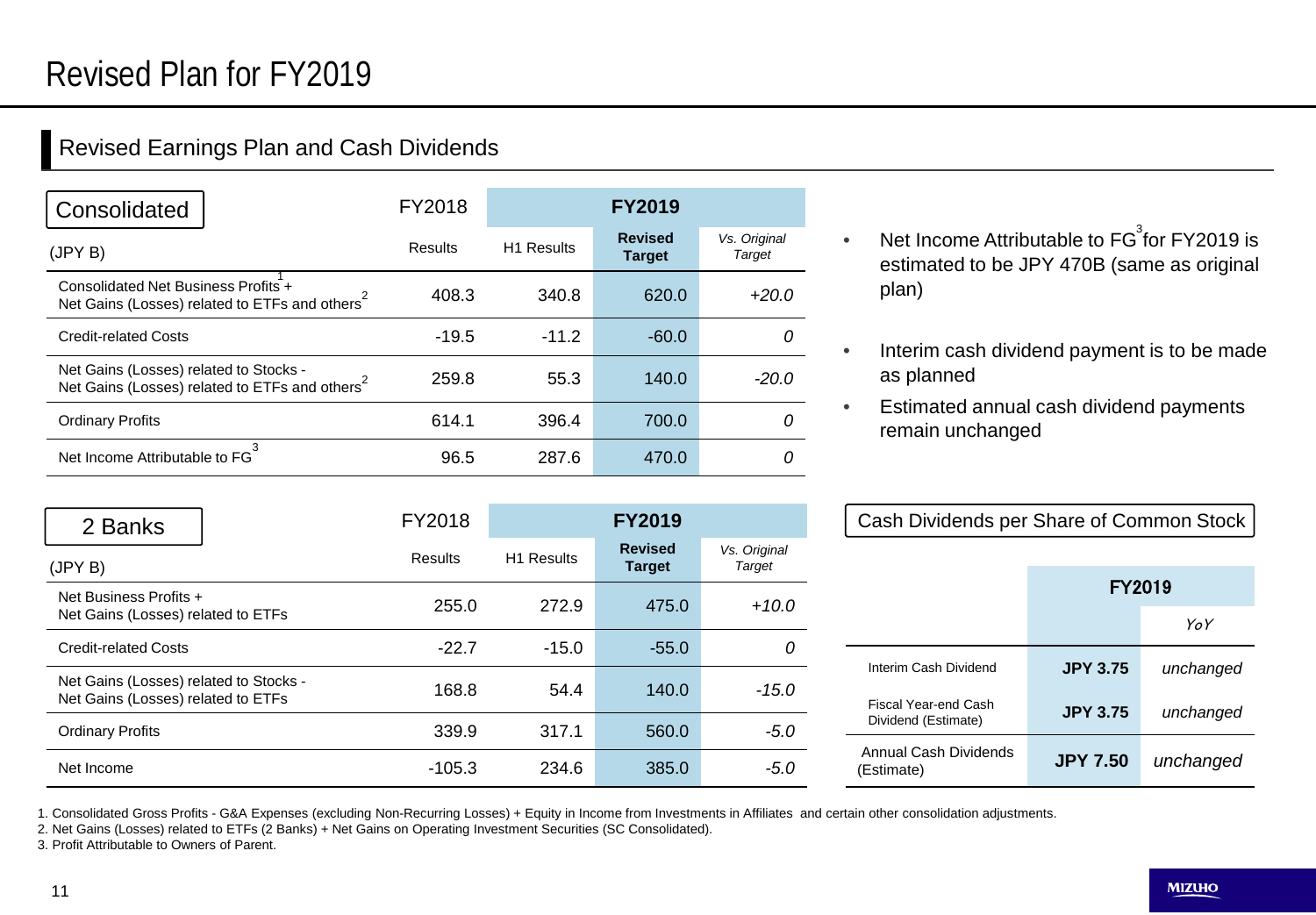# Revised Plan for FY2019

## Revised Earnings Plan and Cash Dividends

| Consolidated (JPY B) | FY2018 Results | FY2019 H1 Results | FY2019 Revised Target | FY2019 *Vs. Original Target* |
|---|---|---|---|---|
| Consolidated Net Business Profits[1] + Net Gains (Losses) related to ETFs and others[2] | 408.3 | 340.8 | 620.0 | *+20.0* |
| Credit-related Costs | -19.5 | -11.2 | -60.0 | *0* |
| Net Gains (Losses) related to Stocks - Net Gains (Losses) related to ETFs and others[2] | 259.8 | 55.3 | 140.0 | *-20.0* |
| Ordinary Profits | 614.1 | 396.4 | 700.0 | *0* |
| Net Income Attributable to FG[3] | 96.5 | 287.6 | 470.0 | *0* |

| 2 Banks (JPY B) | FY2018 Results | FY2019 H1 Results | FY2019 Revised Target | FY2019 *Vs. Original Target* |
|---|---|---|---|---|
| Net Business Profits + Net Gains (Losses) related to ETFs | 255.0 | 272.9 | 475.0 | *+10.0* |
| Credit-related Costs | -22.7 | -15.0 | -55.0 | *0* |
| Net Gains (Losses) related to Stocks - Net Gains (Losses) related to ETFs | 168.8 | 54.4 | 140.0 | *-15.0* |
| Ordinary Profits | 339.9 | 317.1 | 560.0 | *-5.0* |
| Net Income | -105.3 | 234.6 | 385.0 | *-5.0* |

- Net Income Attributable to FG[3] for FY2019 is estimated to be JPY 470B (same as original plan)
- Interim cash dividend payment is to be made as planned
- Estimated annual cash dividend payments remain unchanged

**Cash Dividends per Share of Common Stock**

| | FY2019 | *YoY* |
|---|---|---|
| Interim Cash Dividend | **JPY 3.75** | *unchanged* |
| Fiscal Year-end Cash Dividend (Estimate) | **JPY 3.75** | *unchanged* |
| Annual Cash Dividends (Estimate) | **JPY 7.50** | *unchanged* |

1. Consolidated Gross Profits - G&A Expenses (excluding Non-Recurring Losses) + Equity in Income from Investments in Affiliates and certain other consolidation adjustments.
2. Net Gains (Losses) related to ETFs (2 Banks) + Net Gains on Operating Investment Securities (SC Consolidated).
3. Profit Attributable to Owners of Parent.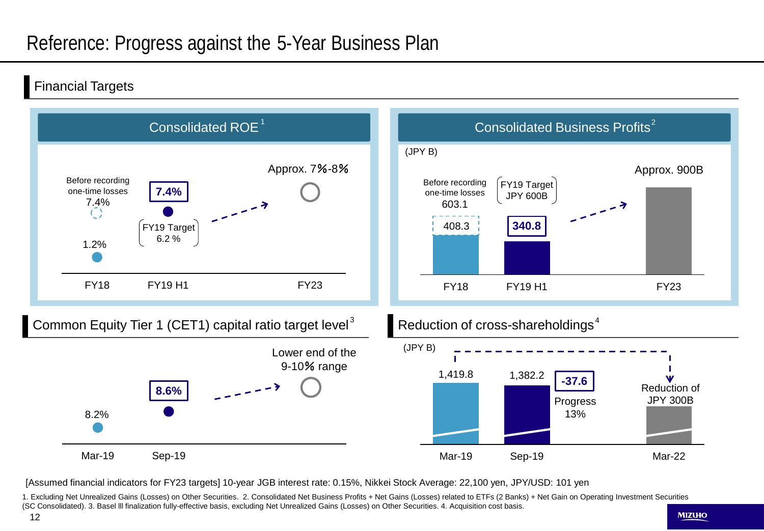# Reference: Progress against the 5-Year Business Plan

## Financial Targets

### Consolidated ROE[1]

Before recording one-time losses
7.4%
1.2%
7.4%
FY19 Target
6.2 %
Approx. 7%-8%
FY18
FY19 H1
FY23

### Consolidated Business Profits[2]

(JPY B)
Before recording one-time losses
603.1
408.3
FY19 Target
JPY 600B
340.8
Approx. 900B
FY18
FY19 H1
FY23

## Common Equity Tier 1 (CET1) capital ratio target level[3]

8.2%
8.6%
Lower end of the 9-10% range
Mar-19
Sep-19

## Reduction of cross-shareholdings[4]

(JPY B)
1,419.8
1,382.2
-37.6
Progress
13%
Reduction of JPY 300B
Mar-19
Sep-19
Mar-22

[Assumed financial indicators for FY23 targets] 10-year JGB interest rate: 0.15%, Nikkei Stock Average: 22,100 yen, JPY/USD: 101 yen

1. Excluding Net Unrealized Gains (Losses) on Other Securities. 2. Consolidated Net Business Profits + Net Gains (Losses) related to ETFs (2 Banks) + Net Gain on Operating Investment Securities (SC Consolidated). 3. Basel lll finalization fully-effective basis, excluding Net Unrealized Gains (Losses) on Other Securities. 4. Acquisition cost basis.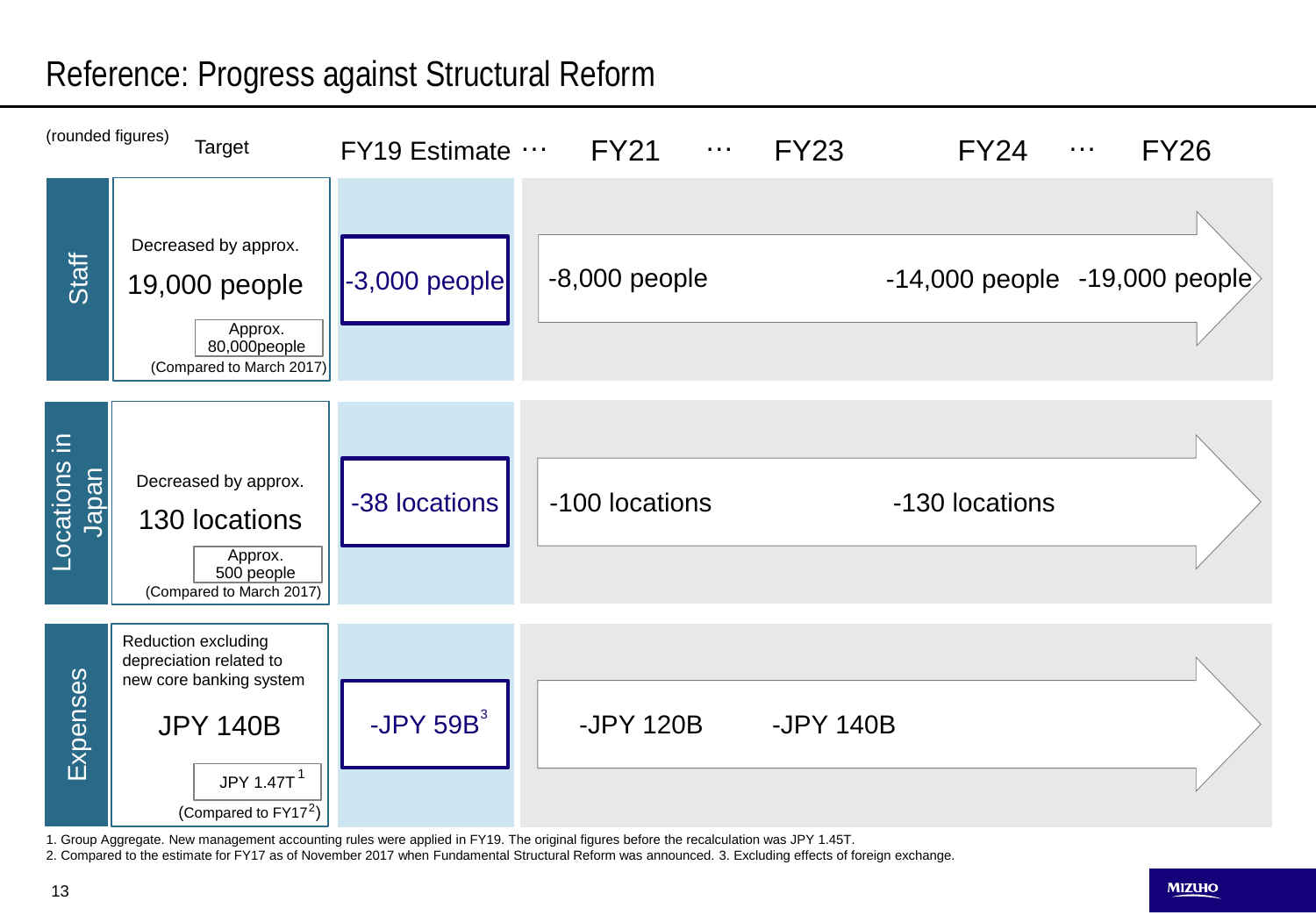# Reference: Progress against Structural Reform

(rounded figures)

| | Target | FY19 Estimate | FY21 | FY23 | FY24 | FY26 |
|---|---|---|---|---|---|---|
| Staff | Decreased by approx. 19,000 people (Approx. 80,000people) (Compared to March 2017) | -3,000 people | -8,000 people | | -14,000 people | -19,000 people |
| Locations in Japan | Decreased by approx. 130 locations (Approx. 500 people) (Compared to March 2017) | -38 locations | -100 locations | | -130 locations | |
| Expenses | Reduction excluding depreciation related to new core banking system JPY 140B (JPY 1.47T[1]) (Compared to FY17[2]) | -JPY 59B[3] | -JPY 120B | -JPY 140B | | |

1. Group Aggregate. New management accounting rules were applied in FY19. The original figures before the recalculation was JPY 1.45T.
2. Compared to the estimate for FY17 as of November 2017 when Fundamental Structural Reform was announced. 3. Excluding effects of foreign exchange.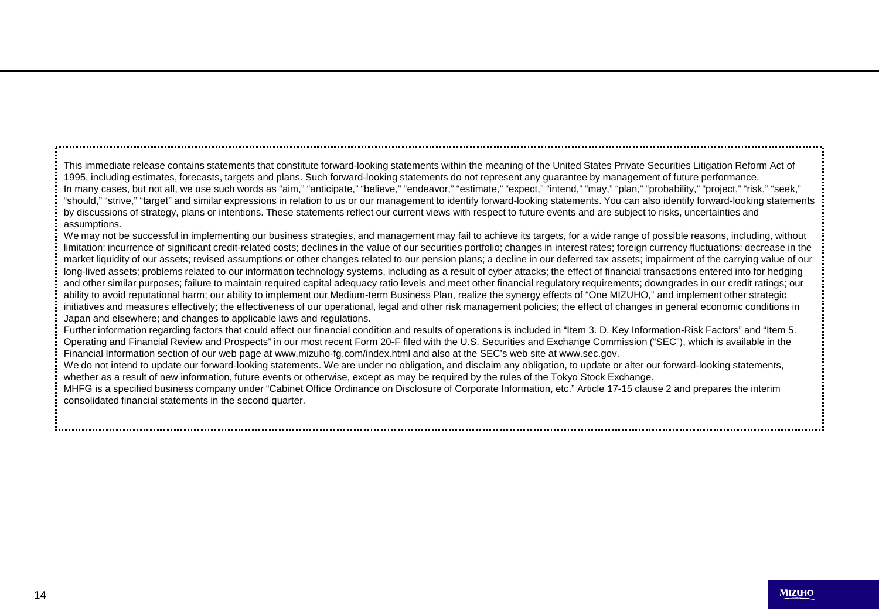This immediate release contains statements that constitute forward-looking statements within the meaning of the United States Private Securities Litigation Reform Act of 1995, including estimates, forecasts, targets and plans. Such forward-looking statements do not represent any guarantee by management of future performance.

In many cases, but not all, we use such words as "aim," "anticipate," "believe," "endeavor," "estimate," "expect," "intend," "may," "plan," "probability," "project," "risk," "seek," "should," "strive," "target" and similar expressions in relation to us or our management to identify forward-looking statements. You can also identify forward-looking statements by discussions of strategy, plans or intentions. These statements reflect our current views with respect to future events and are subject to risks, uncertainties and assumptions.

We may not be successful in implementing our business strategies, and management may fail to achieve its targets, for a wide range of possible reasons, including, without limitation: incurrence of significant credit-related costs; declines in the value of our securities portfolio; changes in interest rates; foreign currency fluctuations; decrease in the market liquidity of our assets; revised assumptions or other changes related to our pension plans; a decline in our deferred tax assets; impairment of the carrying value of our long-lived assets; problems related to our information technology systems, including as a result of cyber attacks; the effect of financial transactions entered into for hedging and other similar purposes; failure to maintain required capital adequacy ratio levels and meet other financial regulatory requirements; downgrades in our credit ratings; our ability to avoid reputational harm; our ability to implement our Medium-term Business Plan, realize the synergy effects of "One MIZUHO," and implement other strategic initiatives and measures effectively; the effectiveness of our operational, legal and other risk management policies; the effect of changes in general economic conditions in Japan and elsewhere; and changes to applicable laws and regulations.

Further information regarding factors that could affect our financial condition and results of operations is included in "Item 3. D. Key Information-Risk Factors" and "Item 5. Operating and Financial Review and Prospects" in our most recent Form 20-F filed with the U.S. Securities and Exchange Commission ("SEC"), which is available in the Financial Information section of our web page at www.mizuho-fg.com/index.html and also at the SEC's web site at www.sec.gov.

We do not intend to update our forward-looking statements. We are under no obligation, and disclaim any obligation, to update or alter our forward-looking statements, whether as a result of new information, future events or otherwise, except as may be required by the rules of the Tokyo Stock Exchange.

MHFG is a specified business company under "Cabinet Office Ordinance on Disclosure of Corporate Information, etc." Article 17-15 clause 2 and prepares the interim consolidated financial statements in the second quarter.